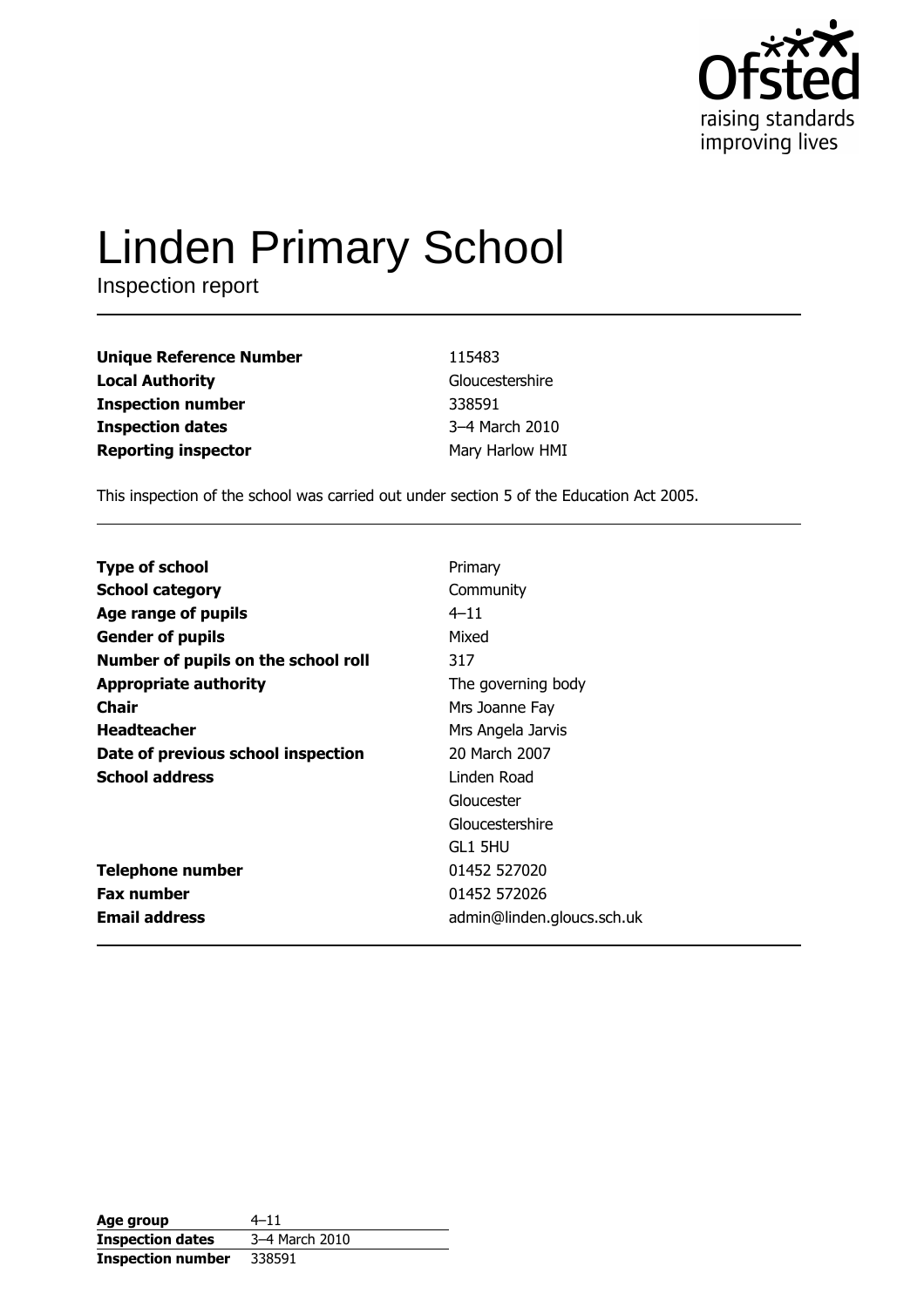# Linden Primary School

Inspection report

| | |
|---|---|
| **Unique Reference Number** | 115483 |
| **Local Authority** | Gloucestershire |
| **Inspection number** | 338591 |
| **Inspection dates** | 3–4 March 2010 |
| **Reporting inspector** | Mary Harlow HMI |

This inspection of the school was carried out under section 5 of the Education Act 2005.

| | |
|---|---|
| **Type of school** | Primary |
| **School category** | Community |
| **Age range of pupils** | 4–11 |
| **Gender of pupils** | Mixed |
| **Number of pupils on the school roll** | 317 |
| **Appropriate authority** | The governing body |
| **Chair** | Mrs Joanne Fay |
| **Headteacher** | Mrs Angela Jarvis |
| **Date of previous school inspection** | 20 March 2007 |
| **School address** | Linden Road<br>Gloucester<br>Gloucestershire<br>GL1 5HU |
| **Telephone number** | 01452 527020 |
| **Fax number** | 01452 572026 |
| **Email address** | admin@linden.gloucs.sch.uk |

| | |
|---|---|
| **Age group** | 4–11 |
| **Inspection dates** | 3–4 March 2010 |
| **Inspection number** | 338591 |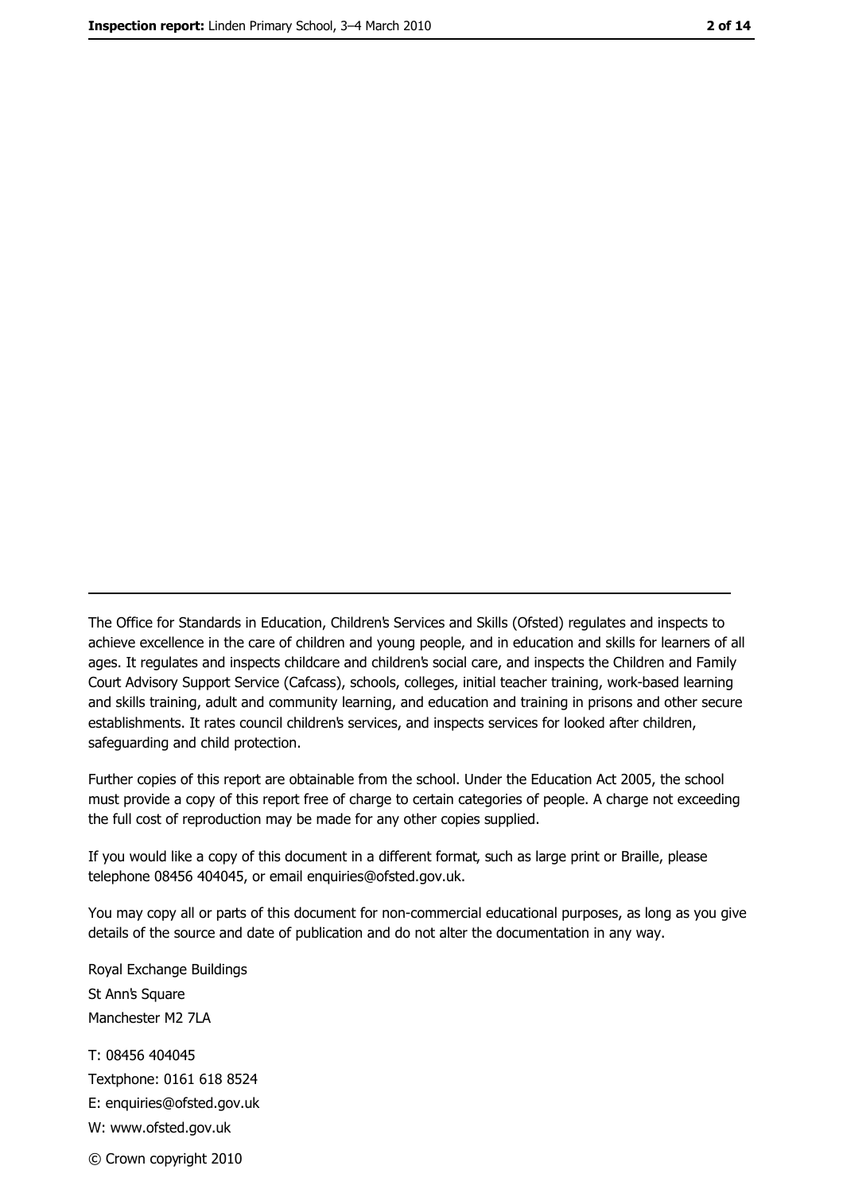The Office for Standards in Education, Children's Services and Skills (Ofsted) regulates and inspects to achieve excellence in the care of children and young people, and in education and skills for learners of all ages. It regulates and inspects childcare and children's social care, and inspects the Children and Family Court Advisory Support Service (Cafcass), schools, colleges, initial teacher training, work-based learning and skills training, adult and community learning, and education and training in prisons and other secure establishments. It rates council children's services, and inspects services for looked after children, safeguarding and child protection.

Further copies of this report are obtainable from the school. Under the Education Act 2005, the school must provide a copy of this report free of charge to certain categories of people. A charge not exceeding the full cost of reproduction may be made for any other copies supplied.

If you would like a copy of this document in a different format, such as large print or Braille, please telephone 08456 404045, or email enquiries@ofsted.gov.uk.

You may copy all or parts of this document for non-commercial educational purposes, as long as you give details of the source and date of publication and do not alter the documentation in any way.

Royal Exchange Buildings
St Ann's Square
Manchester M2 7LA

T: 08456 404045
Textphone: 0161 618 8524
E: enquiries@ofsted.gov.uk
W: www.ofsted.gov.uk

© Crown copyright 2010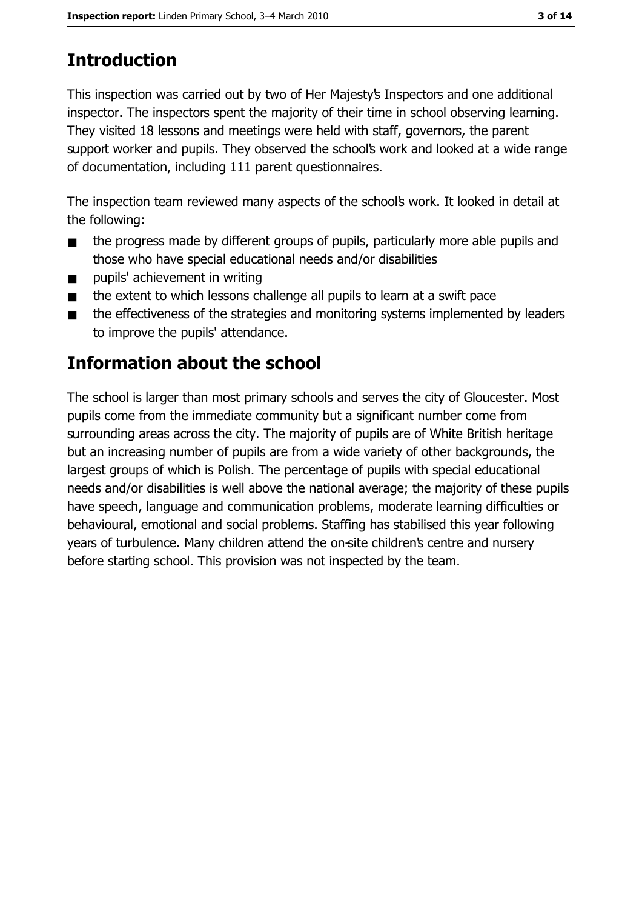# Introduction

This inspection was carried out by two of Her Majesty's Inspectors and one additional inspector. The inspectors spent the majority of their time in school observing learning. They visited 18 lessons and meetings were held with staff, governors, the parent support worker and pupils. They observed the school's work and looked at a wide range of documentation, including 111 parent questionnaires.

The inspection team reviewed many aspects of the school's work. It looked in detail at the following:

- the progress made by different groups of pupils, particularly more able pupils and those who have special educational needs and/or disabilities
- pupils' achievement in writing
- the extent to which lessons challenge all pupils to learn at a swift pace
- the effectiveness of the strategies and monitoring systems implemented by leaders to improve the pupils' attendance.

# Information about the school

The school is larger than most primary schools and serves the city of Gloucester. Most pupils come from the immediate community but a significant number come from surrounding areas across the city. The majority of pupils are of White British heritage but an increasing number of pupils are from a wide variety of other backgrounds, the largest groups of which is Polish. The percentage of pupils with special educational needs and/or disabilities is well above the national average; the majority of these pupils have speech, language and communication problems, moderate learning difficulties or behavioural, emotional and social problems. Staffing has stabilised this year following years of turbulence. Many children attend the on-site children's centre and nursery before starting school. This provision was not inspected by the team.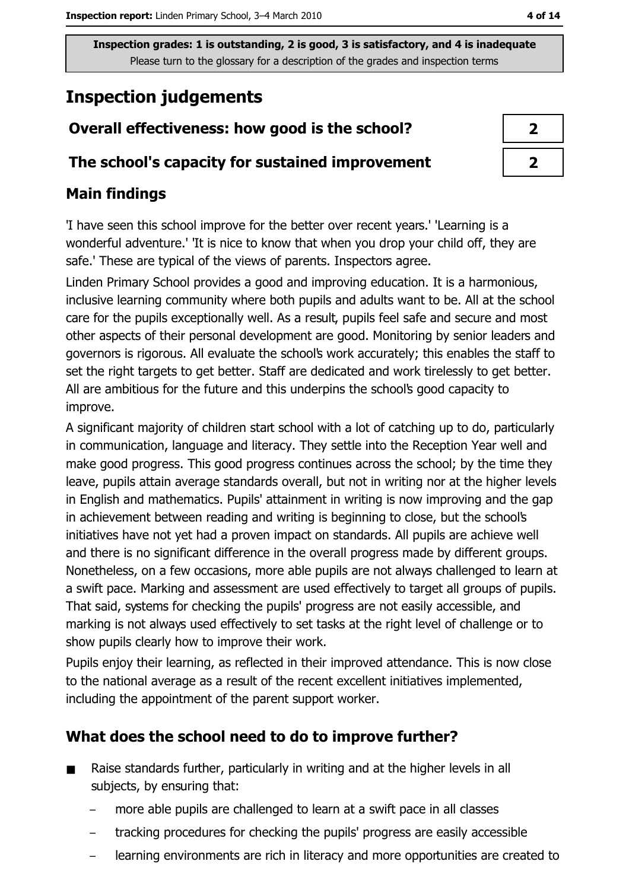Inspection grades: 1 is outstanding, 2 is good, 3 is satisfactory, and 4 is inadequate
Please turn to the glossary for a description of the grades and inspection terms

# Inspection judgements

| | |
|---|---|
| **Overall effectiveness: how good is the school?** | **2** |
| **The school's capacity for sustained improvement** | **2** |

## Main findings

'I have seen this school improve for the better over recent years.' 'Learning is a wonderful adventure.' 'It is nice to know that when you drop your child off, they are safe.' These are typical of the views of parents. Inspectors agree.

Linden Primary School provides a good and improving education. It is a harmonious, inclusive learning community where both pupils and adults want to be. All at the school care for the pupils exceptionally well. As a result, pupils feel safe and secure and most other aspects of their personal development are good. Monitoring by senior leaders and governors is rigorous. All evaluate the school's work accurately; this enables the staff to set the right targets to get better. Staff are dedicated and work tirelessly to get better. All are ambitious for the future and this underpins the school's good capacity to improve.

A significant majority of children start school with a lot of catching up to do, particularly in communication, language and literacy. They settle into the Reception Year well and make good progress. This good progress continues across the school; by the time they leave, pupils attain average standards overall, but not in writing nor at the higher levels in English and mathematics. Pupils' attainment in writing is now improving and the gap in achievement between reading and writing is beginning to close, but the school's initiatives have not yet had a proven impact on standards. All pupils are achieve well and there is no significant difference in the overall progress made by different groups. Nonetheless, on a few occasions, more able pupils are not always challenged to learn at a swift pace. Marking and assessment are used effectively to target all groups of pupils. That said, systems for checking the pupils' progress are not easily accessible, and marking is not always used effectively to set tasks at the right level of challenge or to show pupils clearly how to improve their work.

Pupils enjoy their learning, as reflected in their improved attendance. This is now close to the national average as a result of the recent excellent initiatives implemented, including the appointment of the parent support worker.

## What does the school need to do to improve further?

- Raise standards further, particularly in writing and at the higher levels in all subjects, by ensuring that:
  - more able pupils are challenged to learn at a swift pace in all classes
  - tracking procedures for checking the pupils' progress are easily accessible
  - learning environments are rich in literacy and more opportunities are created to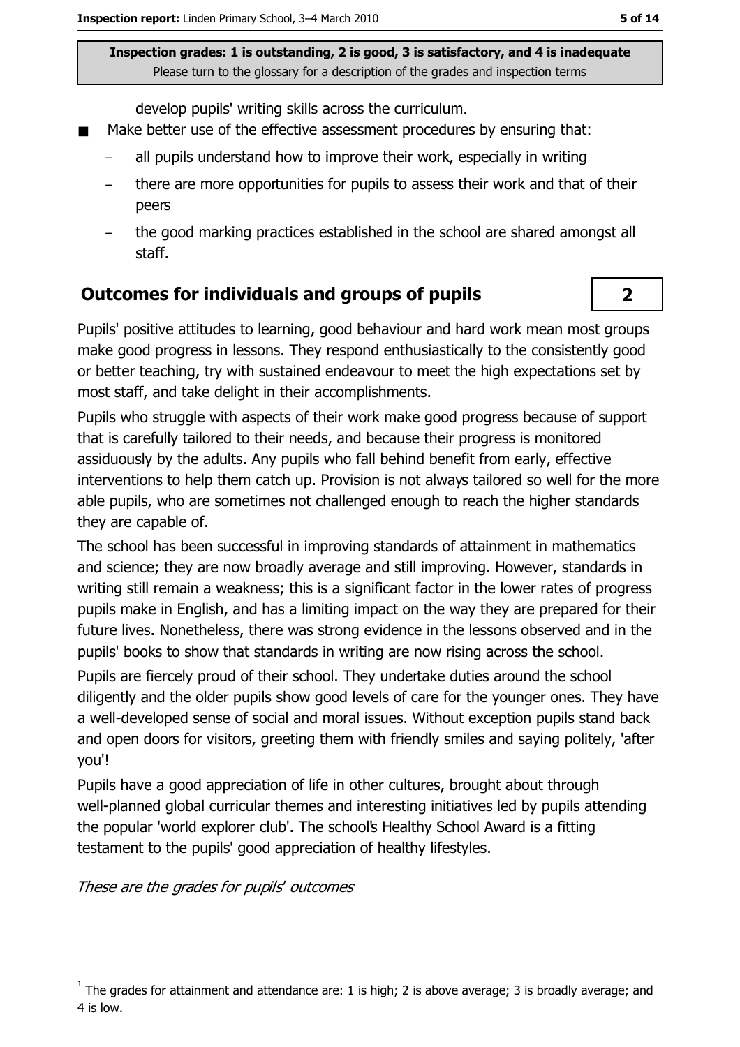develop pupils' writing skills across the curriculum.

- Make better use of the effective assessment procedures by ensuring that:
  - all pupils understand how to improve their work, especially in writing
  - there are more opportunities for pupils to assess their work and that of their peers
  - the good marking practices established in the school are shared amongst all staff.

## Outcomes for individuals and groups of pupils

**2**

Pupils' positive attitudes to learning, good behaviour and hard work mean most groups make good progress in lessons. They respond enthusiastically to the consistently good or better teaching, try with sustained endeavour to meet the high expectations set by most staff, and take delight in their accomplishments.

Pupils who struggle with aspects of their work make good progress because of support that is carefully tailored to their needs, and because their progress is monitored assiduously by the adults. Any pupils who fall behind benefit from early, effective interventions to help them catch up. Provision is not always tailored so well for the more able pupils, who are sometimes not challenged enough to reach the higher standards they are capable of.

The school has been successful in improving standards of attainment in mathematics and science; they are now broadly average and still improving. However, standards in writing still remain a weakness; this is a significant factor in the lower rates of progress pupils make in English, and has a limiting impact on the way they are prepared for their future lives. Nonetheless, there was strong evidence in the lessons observed and in the pupils' books to show that standards in writing are now rising across the school.

Pupils are fiercely proud of their school. They undertake duties around the school diligently and the older pupils show good levels of care for the younger ones. They have a well-developed sense of social and moral issues. Without exception pupils stand back and open doors for visitors, greeting them with friendly smiles and saying politely, 'after you'!

Pupils have a good appreciation of life in other cultures, brought about through well-planned global curricular themes and interesting initiatives led by pupils attending the popular 'world explorer club'. The school's Healthy School Award is a fitting testament to the pupils' good appreciation of healthy lifestyles.

*These are the grades for pupils' outcomes*

[1] The grades for attainment and attendance are: 1 is high; 2 is above average; 3 is broadly average; and 4 is low.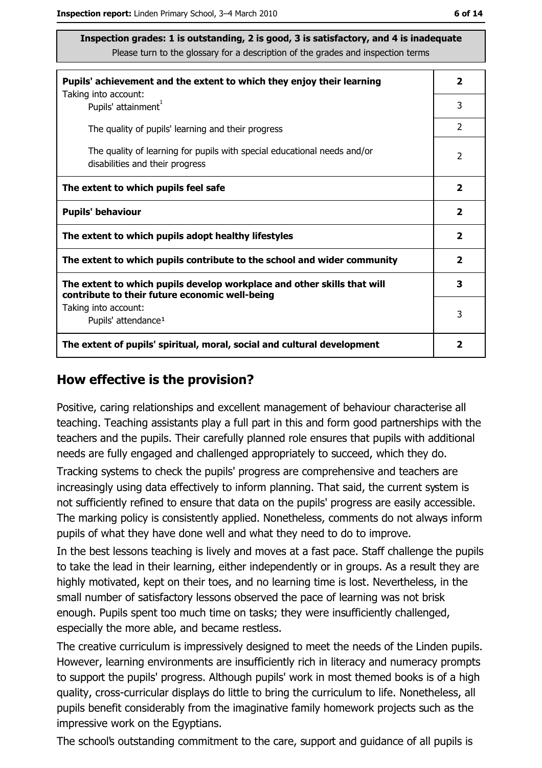**Inspection grades: 1 is outstanding, 2 is good, 3 is satisfactory, and 4 is inadequate**
Please turn to the glossary for a description of the grades and inspection terms

| | |
|---|---|
| **Pupils' achievement and the extent to which they enjoy their learning** | **2** |
| Taking into account: Pupils' attainment[1] | 3 |
| The quality of pupils' learning and their progress | 2 |
| The quality of learning for pupils with special educational needs and/or disabilities and their progress | 2 |
| **The extent to which pupils feel safe** | **2** |
| **Pupils' behaviour** | **2** |
| **The extent to which pupils adopt healthy lifestyles** | **2** |
| **The extent to which pupils contribute to the school and wider community** | **2** |
| **The extent to which pupils develop workplace and other skills that will contribute to their future economic well-being** | **3** |
| Taking into account: Pupils' attendance[1] | 3 |
| **The extent of pupils' spiritual, moral, social and cultural development** | **2** |

## How effective is the provision?

Positive, caring relationships and excellent management of behaviour characterise all teaching. Teaching assistants play a full part in this and form good partnerships with the teachers and the pupils. Their carefully planned role ensures that pupils with additional needs are fully engaged and challenged appropriately to succeed, which they do.

Tracking systems to check the pupils' progress are comprehensive and teachers are increasingly using data effectively to inform planning. That said, the current system is not sufficiently refined to ensure that data on the pupils' progress are easily accessible. The marking policy is consistently applied. Nonetheless, comments do not always inform pupils of what they have done well and what they need to do to improve.

In the best lessons teaching is lively and moves at a fast pace. Staff challenge the pupils to take the lead in their learning, either independently or in groups. As a result they are highly motivated, kept on their toes, and no learning time is lost. Nevertheless, in the small number of satisfactory lessons observed the pace of learning was not brisk enough. Pupils spent too much time on tasks; they were insufficiently challenged, especially the more able, and became restless.

The creative curriculum is impressively designed to meet the needs of the Linden pupils. However, learning environments are insufficiently rich in literacy and numeracy prompts to support the pupils' progress. Although pupils' work in most themed books is of a high quality, cross-curricular displays do little to bring the curriculum to life. Nonetheless, all pupils benefit considerably from the imaginative family homework projects such as the impressive work on the Egyptians.

The school's outstanding commitment to the care, support and guidance of all pupils is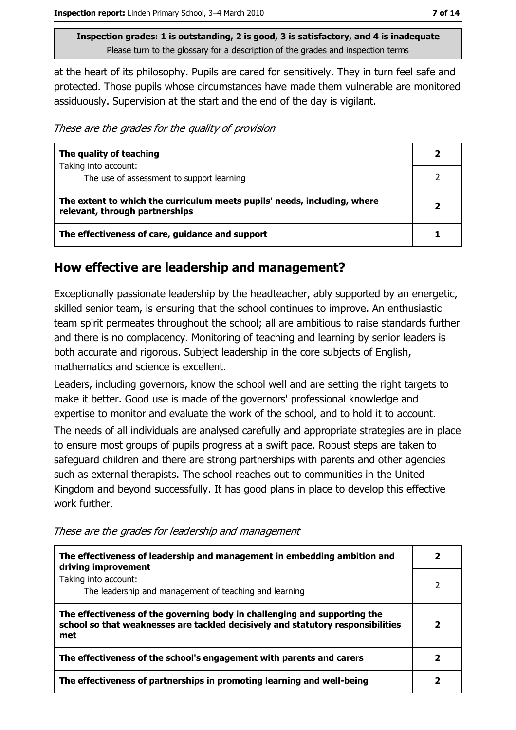**Inspection grades: 1 is outstanding, 2 is good, 3 is satisfactory, and 4 is inadequate**
Please turn to the glossary for a description of the grades and inspection terms

at the heart of its philosophy. Pupils are cared for sensitively. They in turn feel safe and protected. Those pupils whose circumstances have made them vulnerable are monitored assiduously. Supervision at the start and the end of the day is vigilant.

*These are the grades for the quality of provision*

| | |
|---|---|
| **The quality of teaching** | **2** |
| Taking into account: The use of assessment to support learning | 2 |
| **The extent to which the curriculum meets pupils' needs, including, where relevant, through partnerships** | **2** |
| **The effectiveness of care, guidance and support** | **1** |

## How effective are leadership and management?

Exceptionally passionate leadership by the headteacher, ably supported by an energetic, skilled senior team, is ensuring that the school continues to improve. An enthusiastic team spirit permeates throughout the school; all are ambitious to raise standards further and there is no complacency. Monitoring of teaching and learning by senior leaders is both accurate and rigorous. Subject leadership in the core subjects of English, mathematics and science is excellent.

Leaders, including governors, know the school well and are setting the right targets to make it better. Good use is made of the governors' professional knowledge and expertise to monitor and evaluate the work of the school, and to hold it to account.

The needs of all individuals are analysed carefully and appropriate strategies are in place to ensure most groups of pupils progress at a swift pace. Robust steps are taken to safeguard children and there are strong partnerships with parents and other agencies such as external therapists. The school reaches out to communities in the United Kingdom and beyond successfully. It has good plans in place to develop this effective work further.

*These are the grades for leadership and management*

| | |
|---|---|
| **The effectiveness of leadership and management in embedding ambition and driving improvement** | **2** |
| Taking into account: The leadership and management of teaching and learning | 2 |
| **The effectiveness of the governing body in challenging and supporting the school so that weaknesses are tackled decisively and statutory responsibilities met** | **2** |
| **The effectiveness of the school's engagement with parents and carers** | **2** |
| **The effectiveness of partnerships in promoting learning and well-being** | **2** |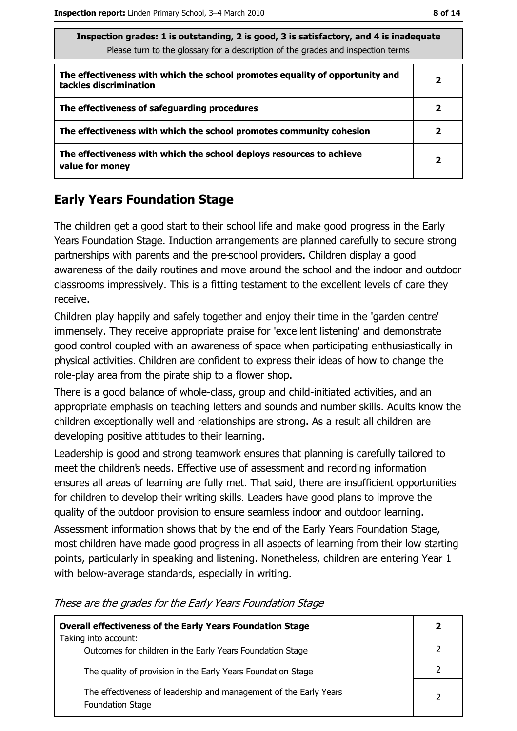**Inspection grades: 1 is outstanding, 2 is good, 3 is satisfactory, and 4 is inadequate**
Please turn to the glossary for a description of the grades and inspection terms

| | |
|---|---|
| **The effectiveness with which the school promotes equality of opportunity and tackles discrimination** | **2** |
| **The effectiveness of safeguarding procedures** | **2** |
| **The effectiveness with which the school promotes community cohesion** | **2** |
| **The effectiveness with which the school deploys resources to achieve value for money** | **2** |

## Early Years Foundation Stage

The children get a good start to their school life and make good progress in the Early Years Foundation Stage. Induction arrangements are planned carefully to secure strong partnerships with parents and the pre-school providers. Children display a good awareness of the daily routines and move around the school and the indoor and outdoor classrooms impressively. This is a fitting testament to the excellent levels of care they receive.

Children play happily and safely together and enjoy their time in the 'garden centre' immensely. They receive appropriate praise for 'excellent listening' and demonstrate good control coupled with an awareness of space when participating enthusiastically in physical activities. Children are confident to express their ideas of how to change the role-play area from the pirate ship to a flower shop.

There is a good balance of whole-class, group and child-initiated activities, and an appropriate emphasis on teaching letters and sounds and number skills. Adults know the children exceptionally well and relationships are strong. As a result all children are developing positive attitudes to their learning.

Leadership is good and strong teamwork ensures that planning is carefully tailored to meet the children's needs. Effective use of assessment and recording information ensures all areas of learning are fully met. That said, there are insufficient opportunities for children to develop their writing skills. Leaders have good plans to improve the quality of the outdoor provision to ensure seamless indoor and outdoor learning.

Assessment information shows that by the end of the Early Years Foundation Stage, most children have made good progress in all aspects of learning from their low starting points, particularly in speaking and listening. Nonetheless, children are entering Year 1 with below-average standards, especially in writing.

*These are the grades for the Early Years Foundation Stage*

| | |
|---|---|
| **Overall effectiveness of the Early Years Foundation Stage**<br>Taking into account: | **2** |
| Outcomes for children in the Early Years Foundation Stage | 2 |
| The quality of provision in the Early Years Foundation Stage | 2 |
| The effectiveness of leadership and management of the Early Years Foundation Stage | 2 |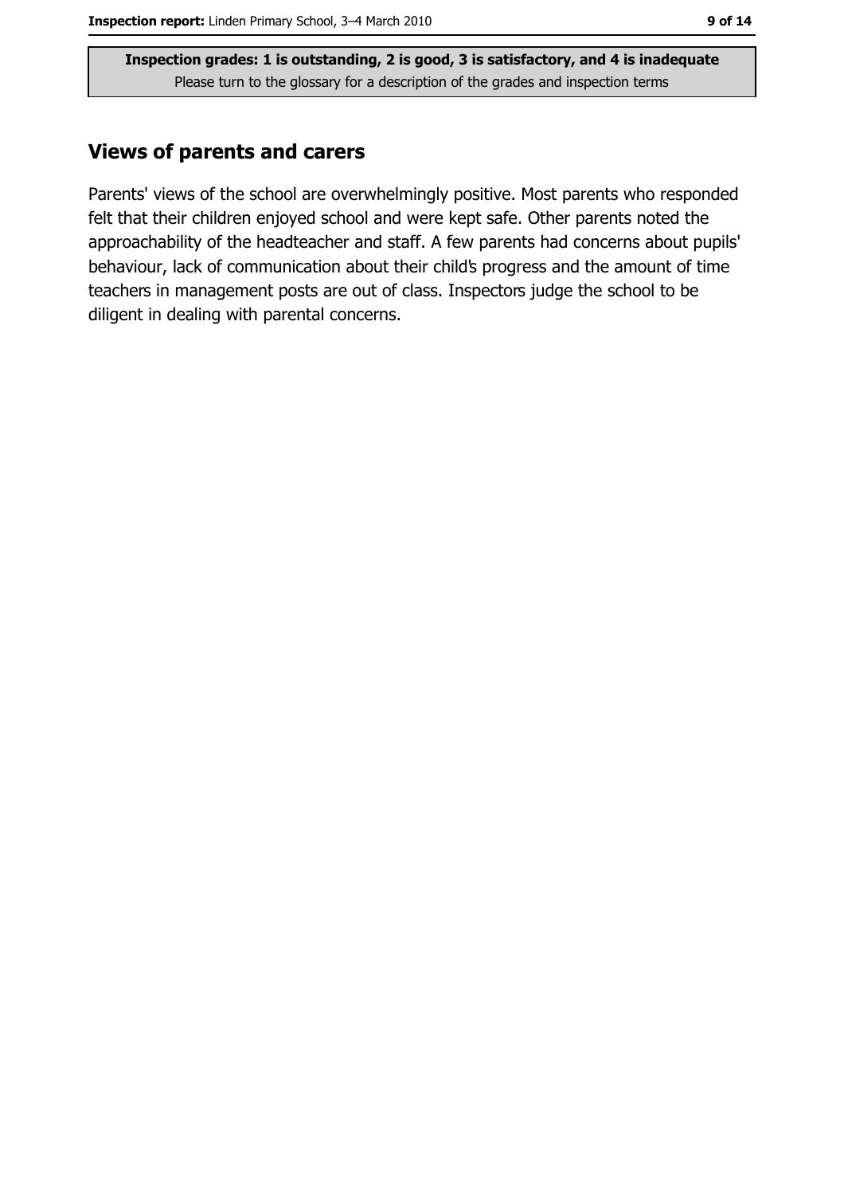**Inspection grades: 1 is outstanding, 2 is good, 3 is satisfactory, and 4 is inadequate**
Please turn to the glossary for a description of the grades and inspection terms

## Views of parents and carers

Parents' views of the school are overwhelmingly positive. Most parents who responded felt that their children enjoyed school and were kept safe. Other parents noted the approachability of the headteacher and staff. A few parents had concerns about pupils' behaviour, lack of communication about their child's progress and the amount of time teachers in management posts are out of class. Inspectors judge the school to be diligent in dealing with parental concerns.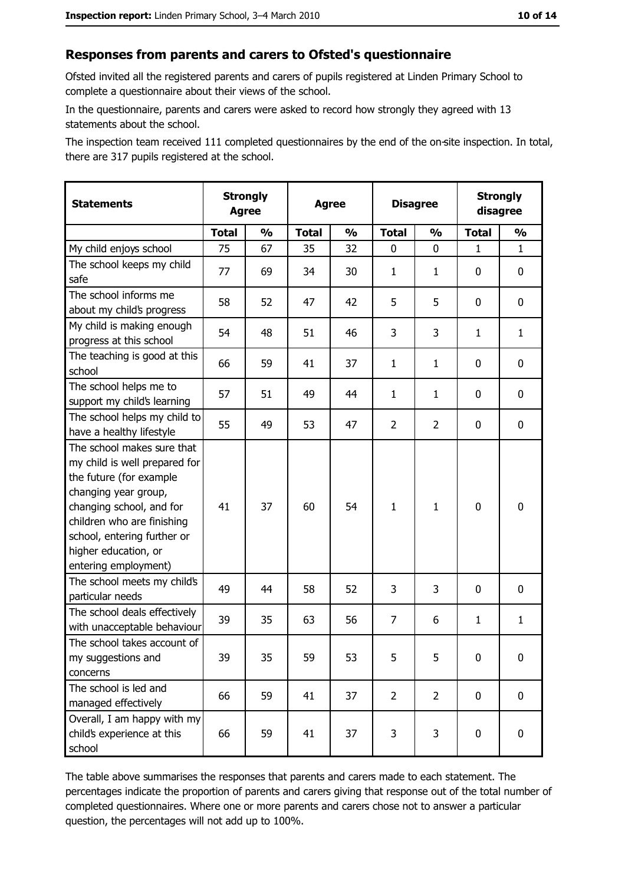## Responses from parents and carers to Ofsted's questionnaire

Ofsted invited all the registered parents and carers of pupils registered at Linden Primary School to complete a questionnaire about their views of the school.

In the questionnaire, parents and carers were asked to record how strongly they agreed with 13 statements about the school.

The inspection team received 111 completed questionnaires by the end of the on-site inspection. In total, there are 317 pupils registered at the school.

| Statements | Strongly Agree | | Agree | | Disagree | | Strongly disagree | |
|---|---|---|---|---|---|---|---|---|
| | Total | % | Total | % | Total | % | Total | % |
| My child enjoys school | 75 | 67 | 35 | 32 | 0 | 0 | 1 | 1 |
| The school keeps my child safe | 77 | 69 | 34 | 30 | 1 | 1 | 0 | 0 |
| The school informs me about my child's progress | 58 | 52 | 47 | 42 | 5 | 5 | 0 | 0 |
| My child is making enough progress at this school | 54 | 48 | 51 | 46 | 3 | 3 | 1 | 1 |
| The teaching is good at this school | 66 | 59 | 41 | 37 | 1 | 1 | 0 | 0 |
| The school helps me to support my child's learning | 57 | 51 | 49 | 44 | 1 | 1 | 0 | 0 |
| The school helps my child to have a healthy lifestyle | 55 | 49 | 53 | 47 | 2 | 2 | 0 | 0 |
| The school makes sure that my child is well prepared for the future (for example changing year group, changing school, and for children who are finishing school, entering further or higher education, or entering employment) | 41 | 37 | 60 | 54 | 1 | 1 | 0 | 0 |
| The school meets my child's particular needs | 49 | 44 | 58 | 52 | 3 | 3 | 0 | 0 |
| The school deals effectively with unacceptable behaviour | 39 | 35 | 63 | 56 | 7 | 6 | 1 | 1 |
| The school takes account of my suggestions and concerns | 39 | 35 | 59 | 53 | 5 | 5 | 0 | 0 |
| The school is led and managed effectively | 66 | 59 | 41 | 37 | 2 | 2 | 0 | 0 |
| Overall, I am happy with my child's experience at this school | 66 | 59 | 41 | 37 | 3 | 3 | 0 | 0 |

The table above summarises the responses that parents and carers made to each statement. The percentages indicate the proportion of parents and carers giving that response out of the total number of completed questionnaires. Where one or more parents and carers chose not to answer a particular question, the percentages will not add up to 100%.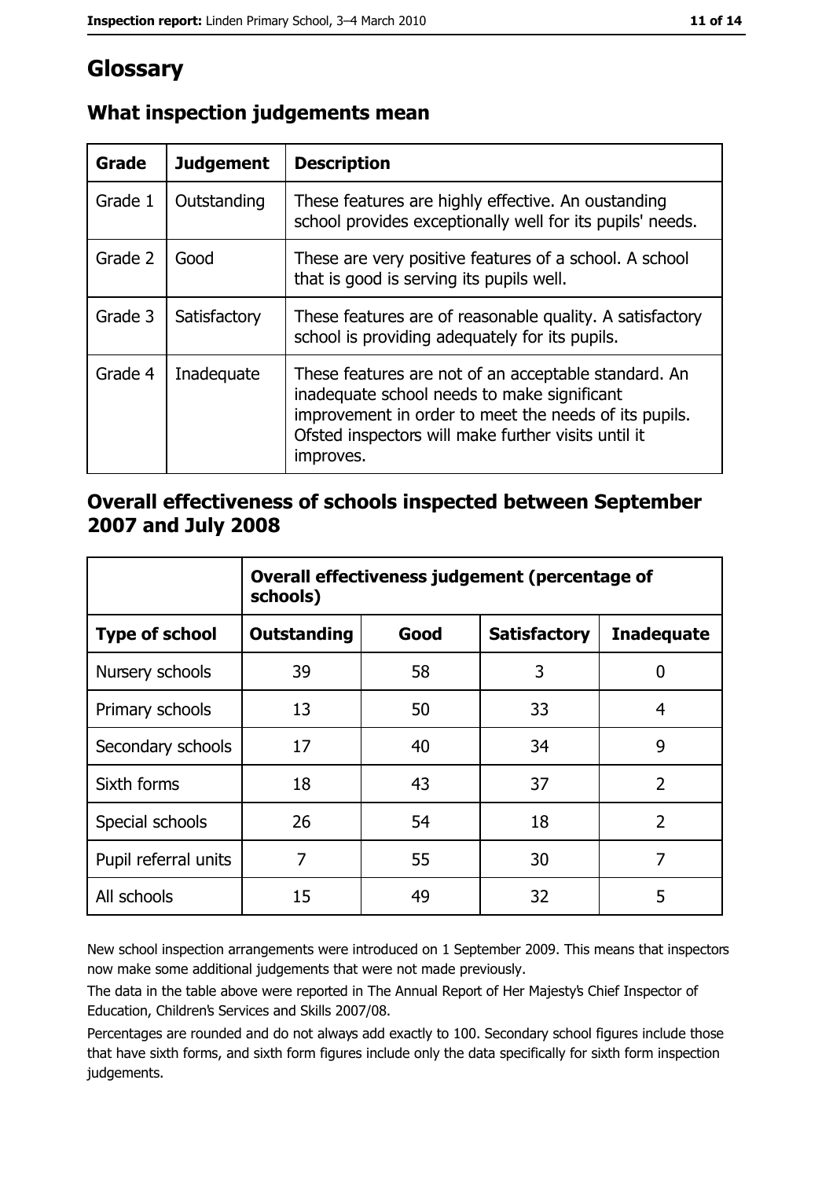# Glossary

## What inspection judgements mean

| Grade | Judgement | Description |
|---|---|---|
| Grade 1 | Outstanding | These features are highly effective. An oustanding school provides exceptionally well for its pupils' needs. |
| Grade 2 | Good | These are very positive features of a school. A school that is good is serving its pupils well. |
| Grade 3 | Satisfactory | These features are of reasonable quality. A satisfactory school is providing adequately for its pupils. |
| Grade 4 | Inadequate | These features are not of an acceptable standard. An inadequate school needs to make significant improvement in order to meet the needs of its pupils. Ofsted inspectors will make further visits until it improves. |

## Overall effectiveness of schools inspected between September 2007 and July 2008

| | Overall effectiveness judgement (percentage of schools) | | | |
|---|---|---|---|---|
| **Type of school** | **Outstanding** | **Good** | **Satisfactory** | **Inadequate** |
| Nursery schools | 39 | 58 | 3 | 0 |
| Primary schools | 13 | 50 | 33 | 4 |
| Secondary schools | 17 | 40 | 34 | 9 |
| Sixth forms | 18 | 43 | 37 | 2 |
| Special schools | 26 | 54 | 18 | 2 |
| Pupil referral units | 7 | 55 | 30 | 7 |
| All schools | 15 | 49 | 32 | 5 |

New school inspection arrangements were introduced on 1 September 2009. This means that inspectors now make some additional judgements that were not made previously.

The data in the table above were reported in The Annual Report of Her Majesty's Chief Inspector of Education, Children's Services and Skills 2007/08.

Percentages are rounded and do not always add exactly to 100. Secondary school figures include those that have sixth forms, and sixth form figures include only the data specifically for sixth form inspection judgements.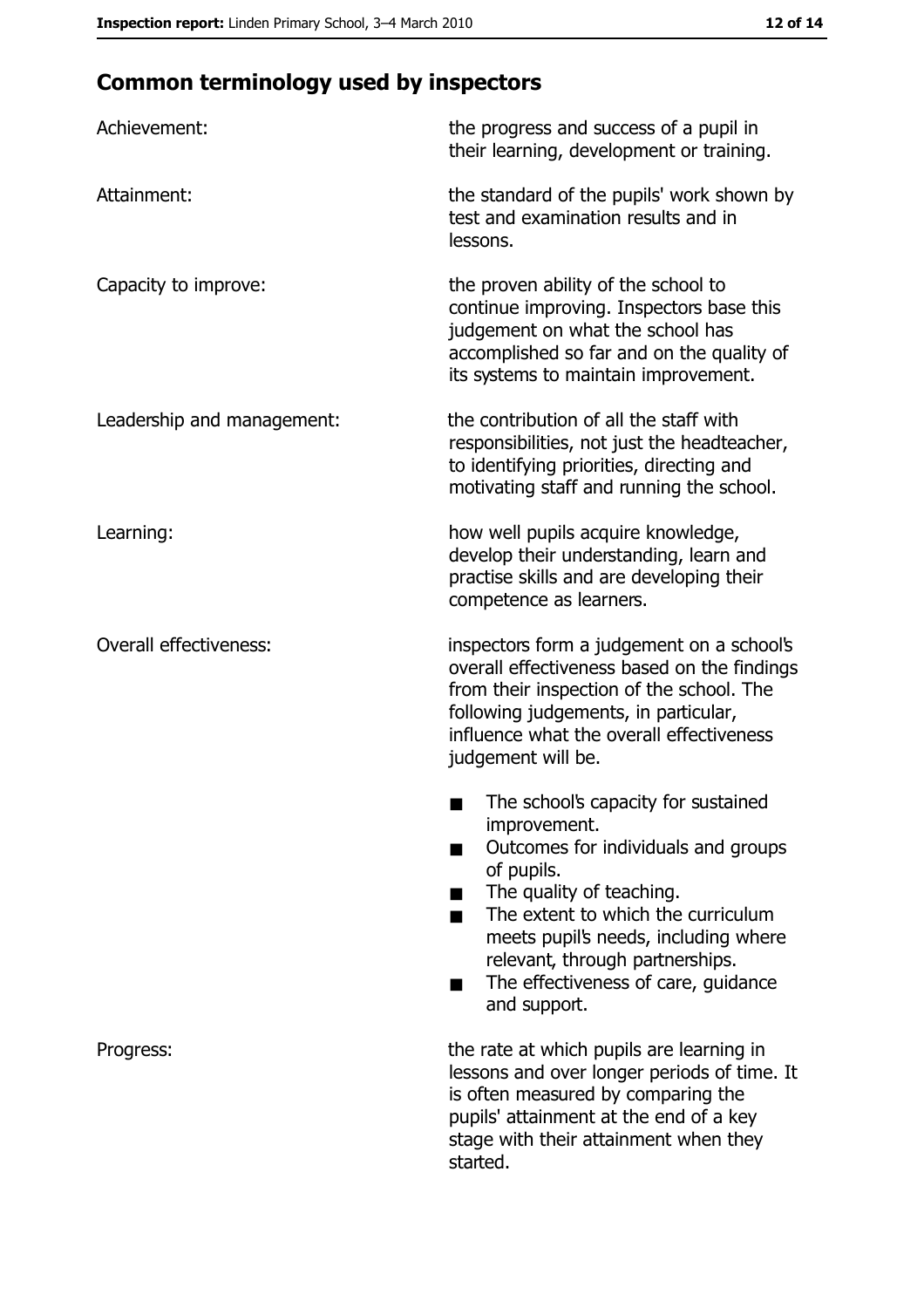## Common terminology used by inspectors

| | |
|---|---|
| Achievement: | the progress and success of a pupil in their learning, development or training. |
| Attainment: | the standard of the pupils' work shown by test and examination results and in lessons. |
| Capacity to improve: | the proven ability of the school to continue improving. Inspectors base this judgement on what the school has accomplished so far and on the quality of its systems to maintain improvement. |
| Leadership and management: | the contribution of all the staff with responsibilities, not just the headteacher, to identifying priorities, directing and motivating staff and running the school. |
| Learning: | how well pupils acquire knowledge, develop their understanding, learn and practise skills and are developing their competence as learners. |
| Overall effectiveness: | inspectors form a judgement on a school's overall effectiveness based on the findings from their inspection of the school. The following judgements, in particular, influence what the overall effectiveness judgement will be.<br>■ The school's capacity for sustained improvement.<br>■ Outcomes for individuals and groups of pupils.<br>■ The quality of teaching.<br>■ The extent to which the curriculum meets pupil's needs, including where relevant, through partnerships.<br>■ The effectiveness of care, guidance and support. |
| Progress: | the rate at which pupils are learning in lessons and over longer periods of time. It is often measured by comparing the pupils' attainment at the end of a key stage with their attainment when they started. |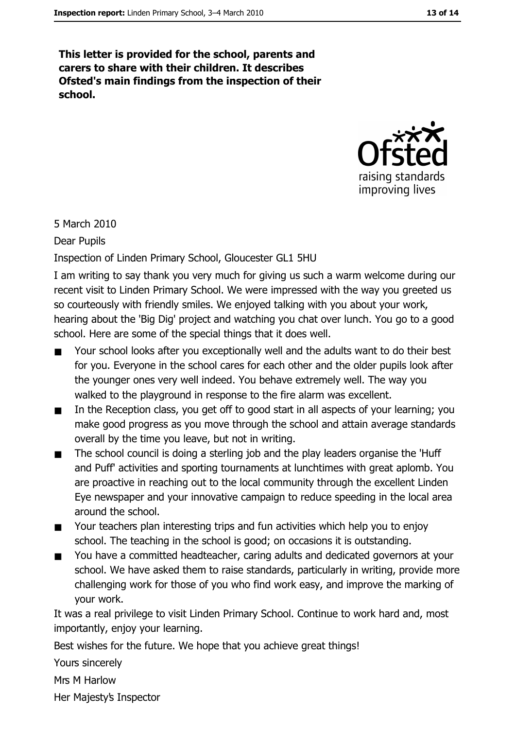**This letter is provided for the school, parents and carers to share with their children. It describes Ofsted's main findings from the inspection of their school.**

5 March 2010

Dear Pupils

Inspection of Linden Primary School, Gloucester GL1 5HU

I am writing to say thank you very much for giving us such a warm welcome during our recent visit to Linden Primary School. We were impressed with the way you greeted us so courteously with friendly smiles. We enjoyed talking with you about your work, hearing about the 'Big Dig' project and watching you chat over lunch. You go to a good school. Here are some of the special things that it does well.

- Your school looks after you exceptionally well and the adults want to do their best for you. Everyone in the school cares for each other and the older pupils look after the younger ones very well indeed. You behave extremely well. The way you walked to the playground in response to the fire alarm was excellent.
- In the Reception class, you get off to good start in all aspects of your learning; you make good progress as you move through the school and attain average standards overall by the time you leave, but not in writing.
- The school council is doing a sterling job and the play leaders organise the 'Huff and Puff' activities and sporting tournaments at lunchtimes with great aplomb. You are proactive in reaching out to the local community through the excellent Linden Eye newspaper and your innovative campaign to reduce speeding in the local area around the school.
- Your teachers plan interesting trips and fun activities which help you to enjoy school. The teaching in the school is good; on occasions it is outstanding.
- You have a committed headteacher, caring adults and dedicated governors at your school. We have asked them to raise standards, particularly in writing, provide more challenging work for those of you who find work easy, and improve the marking of your work.

It was a real privilege to visit Linden Primary School. Continue to work hard and, most importantly, enjoy your learning.

Best wishes for the future. We hope that you achieve great things!

Yours sincerely

Mrs M Harlow

Her Majesty's Inspector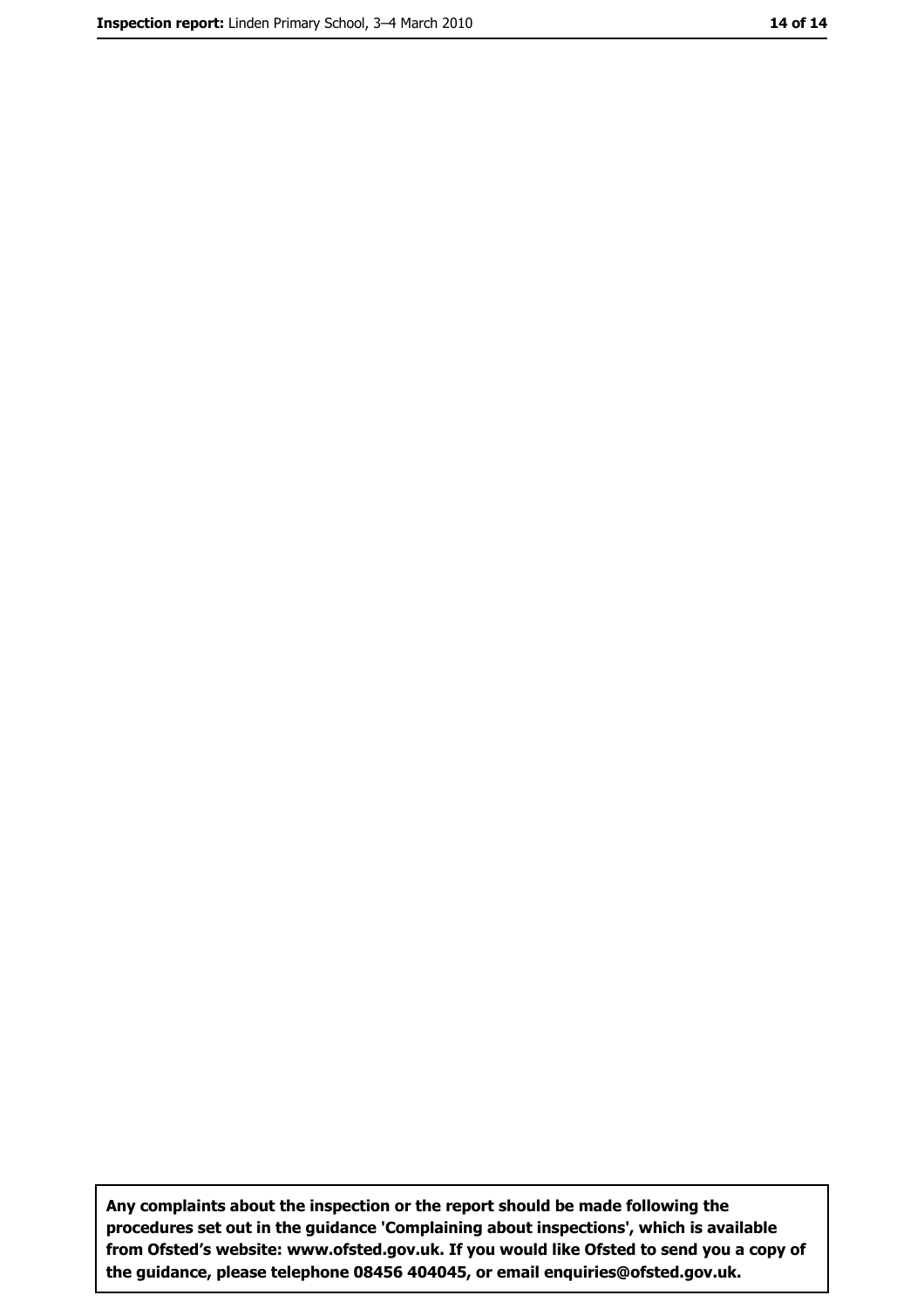**Any complaints about the inspection or the report should be made following the procedures set out in the guidance 'Complaining about inspections', which is available from Ofsted's website: www.ofsted.gov.uk. If you would like Ofsted to send you a copy of the guidance, please telephone 08456 404045, or email enquiries@ofsted.gov.uk.**